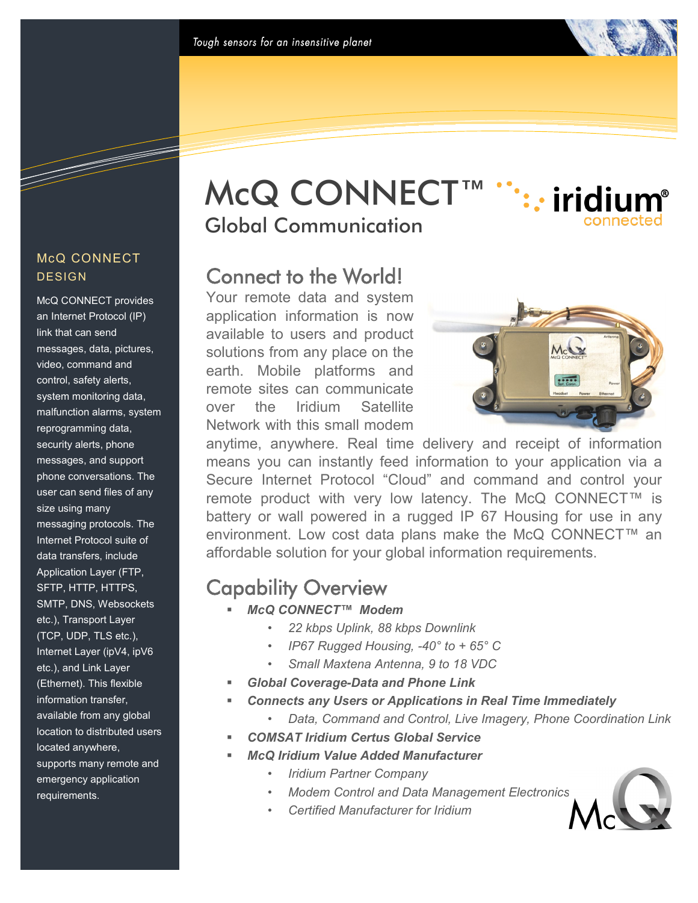*Tough sensors for an insensitive planet*

# McQ CONNECT™

## Global Communication

iridium® connected

### McQ CONNECT DESIGN

McQ CONNECT provides an Internet Protocol (IP) link that can send messages, data, pictures, video, command and control, safety alerts, system monitoring data, malfunction alarms, system reprogramming data, security alerts, phone messages, and support phone conversations. The user can send files of any size using many messaging protocols. The Internet Protocol suite of data transfers, include Application Layer (FTP, SFTP, HTTP, HTTPS, SMTP, DNS, Websockets etc.), Transport Layer (TCP, UDP, TLS etc.), Internet Layer (ipV4, ipV6 etc.), and Link Layer (Ethernet). This flexible information transfer, available from any global location to distributed users located anywhere, supports many remote and emergency application requirements.

## Connect to the World!

Your remote data and system application information is now available to users and product solutions from any place on the earth. Mobile platforms and remote sites can communicate over the Iridium Satellite Network with this small modem anytime, anywhere. Real time delivery and receipt of information means you can instantly feed information to your application via a Secure Internet Protocol "Cloud" and command and control your remote product with very low latency. The McQ CONNECT™ is battery or wall powered in a rugged IP 67 Housing for use in any environment. Low cost data plans make the McQ CONNECT™ an affordable solution for your global information requirements.

## Capability Overview

- ***McQ CONNECT™ Modem***
  - *22 kbps Uplink, 88 kbps Downlink*
  - *IP67 Rugged Housing, -40° to + 65° C*
  - *Small Maxtena Antenna, 9 to 18 VDC*
- ***Global Coverage-Data and Phone Link***
- ***Connects any Users or Applications in Real Time Immediately***
  - *Data, Command and Control, Live Imagery, Phone Coordination Link*
- ***COMSAT Iridium Certus Global Service***
- ***McQ Iridium Value Added Manufacturer***
  - *Iridium Partner Company*
  - *Modem Control and Data Management Electronics*
  - *Certified Manufacturer for Iridium*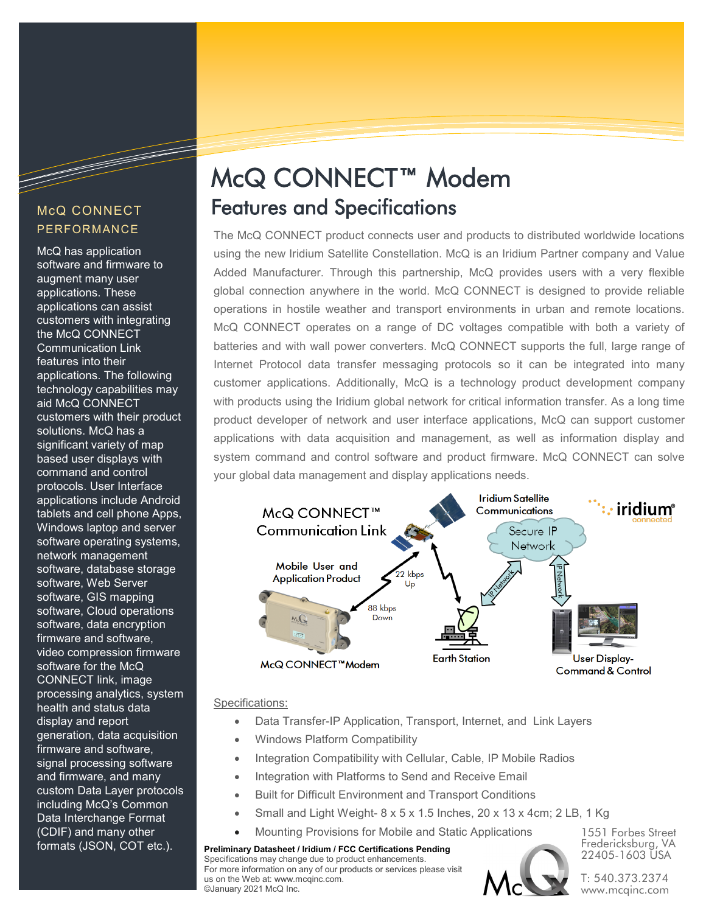# McQ CONNECT™ Modem

## Features and Specifications

The McQ CONNECT product connects user and products to distributed worldwide locations using the new Iridium Satellite Constellation. McQ is an Iridium Partner company and Value Added Manufacturer. Through this partnership, McQ provides users with a very flexible global connection anywhere in the world. McQ CONNECT is designed to provide reliable operations in hostile weather and transport environments in urban and remote locations. McQ CONNECT operates on a range of DC voltages compatible with both a variety of batteries and with wall power converters. McQ CONNECT supports the full, large range of Internet Protocol data transfer messaging protocols so it can be integrated into many customer applications. Additionally, McQ is a technology product development company with products using the Iridium global network for critical information transfer. As a long time product developer of network and user interface applications, McQ can support customer applications with data acquisition and management, as well as information display and system command and control software and product firmware. McQ CONNECT can solve your global data management and display applications needs.

McQ CONNECT™ Communication Link

Iridium Satellite Communications

iridium connected

Secure IP Network

Mobile User and Application Product

22 kbps Up

88 kbps Down

IP Network

IP Network

McQ CONNECT™ Modem

Earth Station

User Display- Command & Control

Specifications:

- Data Transfer-IP Application, Transport, Internet, and Link Layers
- Windows Platform Compatibility
- Integration Compatibility with Cellular, Cable, IP Mobile Radios
- Integration with Platforms to Send and Receive Email
- Built for Difficult Environment and Transport Conditions
- Small and Light Weight- 8 x 5 x 1.5 Inches, 20 x 13 x 4cm; 2 LB, 1 Kg
- Mounting Provisions for Mobile and Static Applications

## McQ CONNECT PERFORMANCE

McQ has application software and firmware to augment many user applications. These applications can assist customers with integrating the McQ CONNECT Communication Link features into their applications. The following technology capabilities may aid McQ CONNECT customers with their product solutions. McQ has a significant variety of map based user displays with command and control protocols. User Interface applications include Android tablets and cell phone Apps, Windows laptop and server software operating systems, network management software, database storage software, Web Server software, GIS mapping software, Cloud operations software, data encryption firmware and software, video compression firmware software for the McQ CONNECT link, image processing analytics, system health and status data display and report generation, data acquisition firmware and software, signal processing software and firmware, and many custom Data Layer protocols including McQ's Common Data Interchange Format (CDIF) and many other formats (JSON, COT etc.).

**Preliminary Datasheet / Iridium / FCC Certifications Pending**
Specifications may change due to product enhancements.
For more information on any of our products or services please visit us on the Web at: www.mcqinc.com.
©January 2021 McQ Inc.

McQ

1551 Forbes Street
Fredericksburg, VA
22405-1603 USA

T: 540.373.2374
www.mcqinc.com